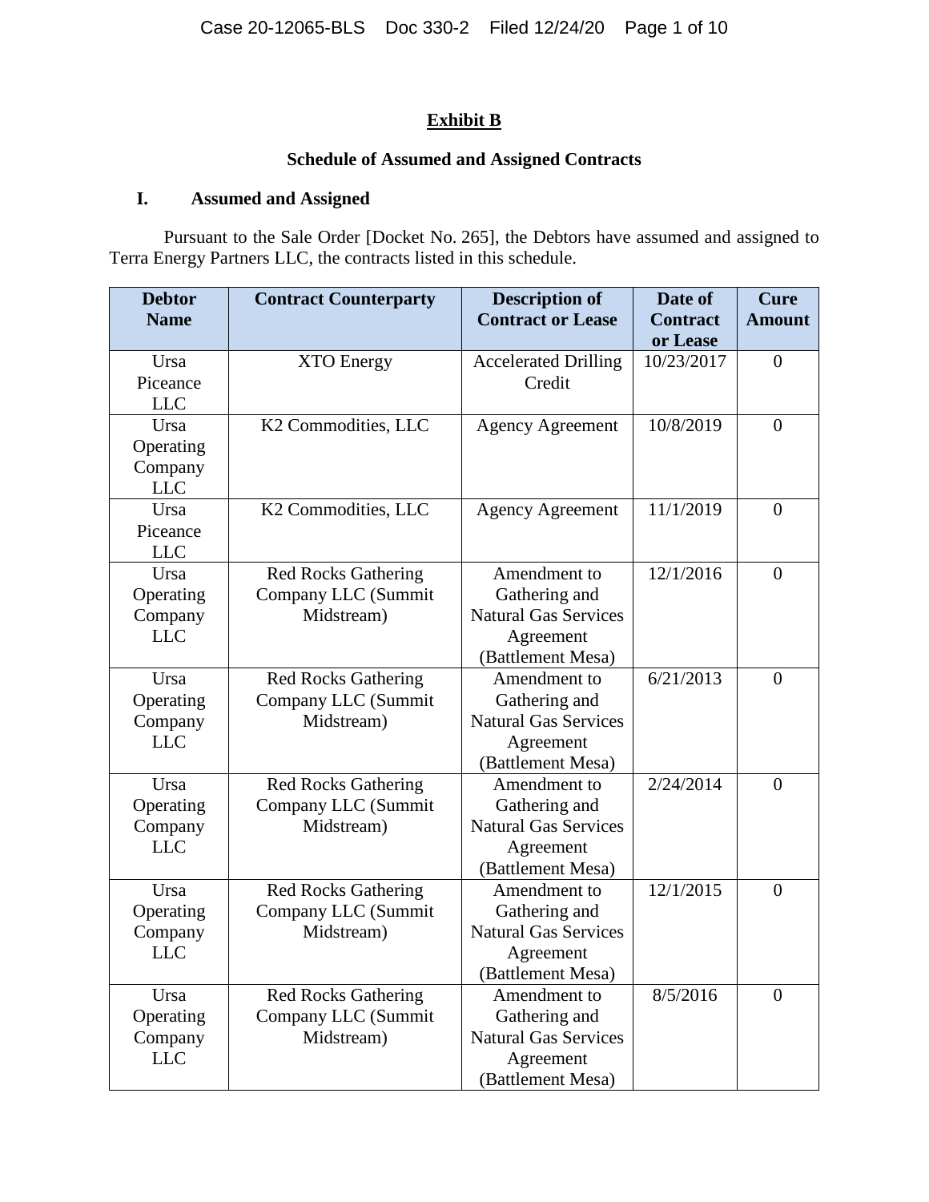## Exhibit B

### Schedule of Assumed and Assigned Contracts

### I. Assumed and Assigned

Pursuant to the Sale Order [Docket No. 265], the Debtors have assumed and assigned to Terra Energy Partners LLC, the contracts listed in this schedule.

| Debtor Name | Contract Counterparty | Description of Contract or Lease | Date of Contract or Lease | Cure Amount |
|---|---|---|---|---|
| Ursa Piceance LLC | XTO Energy | Accelerated Drilling Credit | 10/23/2017 | 0 |
| Ursa Operating Company LLC | K2 Commodities, LLC | Agency Agreement | 10/8/2019 | 0 |
| Ursa Piceance LLC | K2 Commodities, LLC | Agency Agreement | 11/1/2019 | 0 |
| Ursa Operating Company LLC | Red Rocks Gathering Company LLC (Summit Midstream) | Amendment to Gathering and Natural Gas Services Agreement (Battlement Mesa) | 12/1/2016 | 0 |
| Ursa Operating Company LLC | Red Rocks Gathering Company LLC (Summit Midstream) | Amendment to Gathering and Natural Gas Services Agreement (Battlement Mesa) | 6/21/2013 | 0 |
| Ursa Operating Company LLC | Red Rocks Gathering Company LLC (Summit Midstream) | Amendment to Gathering and Natural Gas Services Agreement (Battlement Mesa) | 2/24/2014 | 0 |
| Ursa Operating Company LLC | Red Rocks Gathering Company LLC (Summit Midstream) | Amendment to Gathering and Natural Gas Services Agreement (Battlement Mesa) | 12/1/2015 | 0 |
| Ursa Operating Company LLC | Red Rocks Gathering Company LLC (Summit Midstream) | Amendment to Gathering and Natural Gas Services Agreement (Battlement Mesa) | 8/5/2016 | 0 |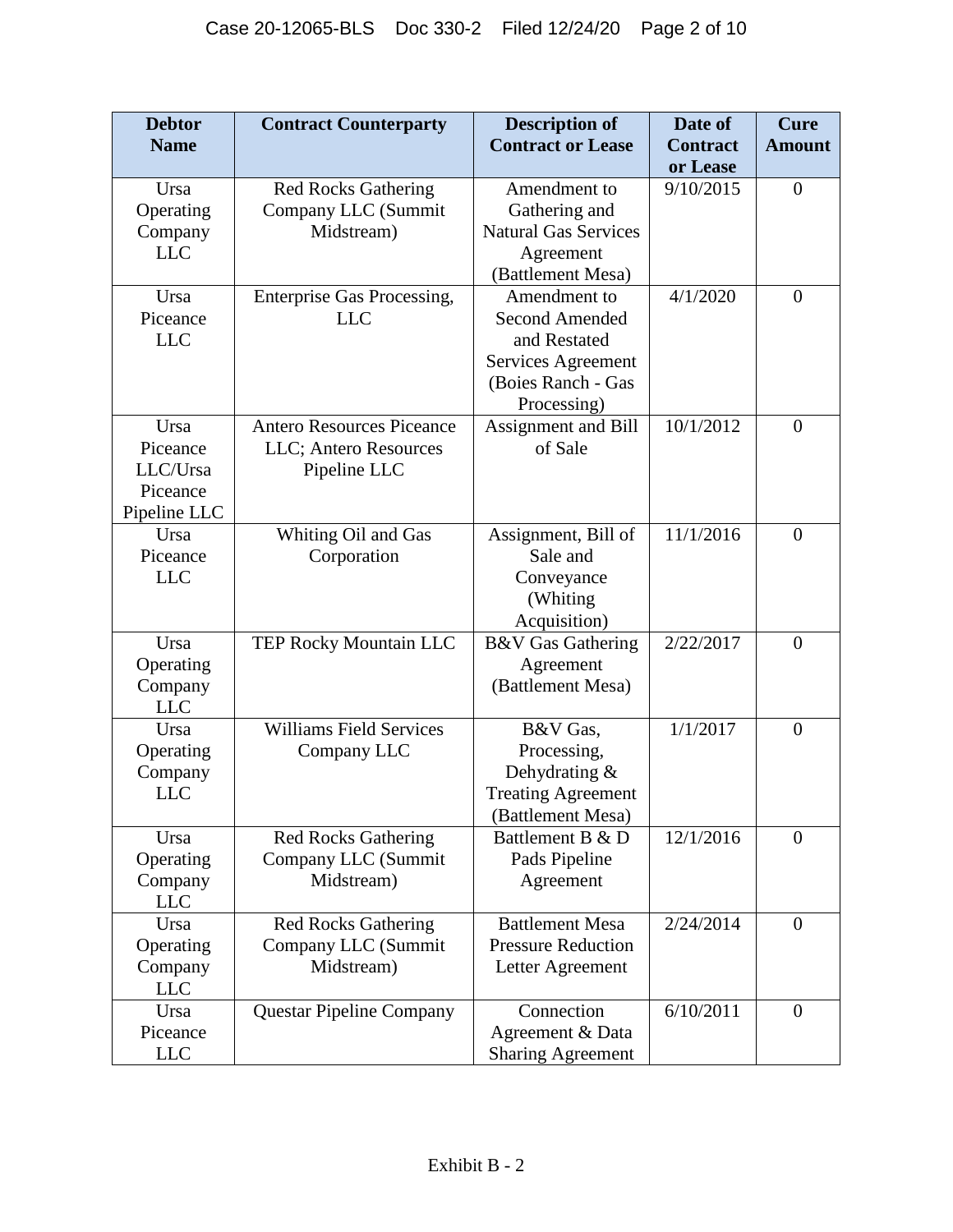| Debtor Name | Contract Counterparty | Description of Contract or Lease | Date of Contract or Lease | Cure Amount |
|---|---|---|---|---|
| Ursa Operating Company LLC | Red Rocks Gathering Company LLC (Summit Midstream) | Amendment to Gathering and Natural Gas Services Agreement (Battlement Mesa) | 9/10/2015 | 0 |
| Ursa Piceance LLC | Enterprise Gas Processing, LLC | Amendment to Second Amended and Restated Services Agreement (Boies Ranch - Gas Processing) | 4/1/2020 | 0 |
| Ursa Piceance LLC/Ursa Piceance Pipeline LLC | Antero Resources Piceance LLC; Antero Resources Pipeline LLC | Assignment and Bill of Sale | 10/1/2012 | 0 |
| Ursa Piceance LLC | Whiting Oil and Gas Corporation | Assignment, Bill of Sale and Conveyance (Whiting Acquisition) | 11/1/2016 | 0 |
| Ursa Operating Company LLC | TEP Rocky Mountain LLC | B&V Gas Gathering Agreement (Battlement Mesa) | 2/22/2017 | 0 |
| Ursa Operating Company LLC | Williams Field Services Company LLC | B&V Gas, Processing, Dehydrating & Treating Agreement (Battlement Mesa) | 1/1/2017 | 0 |
| Ursa Operating Company LLC | Red Rocks Gathering Company LLC (Summit Midstream) | Battlement B & D Pads Pipeline Agreement | 12/1/2016 | 0 |
| Ursa Operating Company LLC | Red Rocks Gathering Company LLC (Summit Midstream) | Battlement Mesa Pressure Reduction Letter Agreement | 2/24/2014 | 0 |
| Ursa Piceance LLC | Questar Pipeline Company | Connection Agreement & Data Sharing Agreement | 6/10/2011 | 0 |

Exhibit B - 2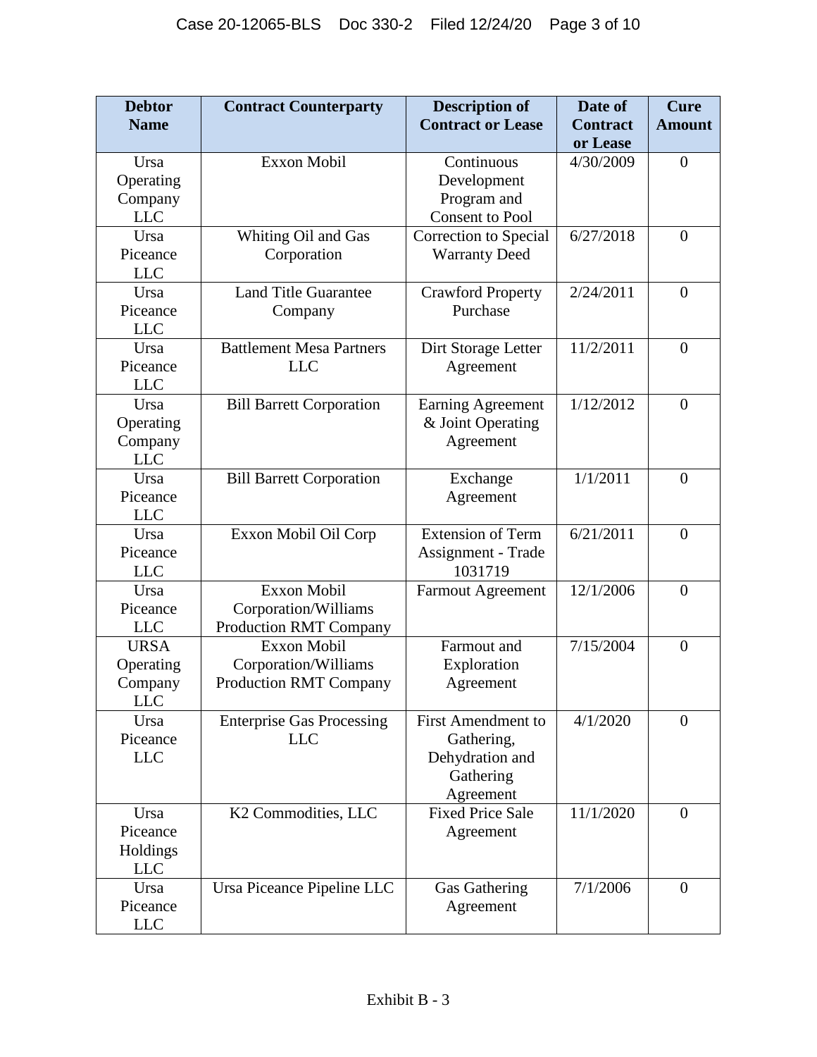| Debtor Name | Contract Counterparty | Description of Contract or Lease | Date of Contract or Lease | Cure Amount |
|---|---|---|---|---|
| Ursa Operating Company LLC | Exxon Mobil | Continuous Development Program and Consent to Pool | 4/30/2009 | 0 |
| Ursa Piceance LLC | Whiting Oil and Gas Corporation | Correction to Special Warranty Deed | 6/27/2018 | 0 |
| Ursa Piceance LLC | Land Title Guarantee Company | Crawford Property Purchase | 2/24/2011 | 0 |
| Ursa Piceance LLC | Battlement Mesa Partners LLC | Dirt Storage Letter Agreement | 11/2/2011 | 0 |
| Ursa Operating Company LLC | Bill Barrett Corporation | Earning Agreement & Joint Operating Agreement | 1/12/2012 | 0 |
| Ursa Piceance LLC | Bill Barrett Corporation | Exchange Agreement | 1/1/2011 | 0 |
| Ursa Piceance LLC | Exxon Mobil Oil Corp | Extension of Term Assignment - Trade 1031719 | 6/21/2011 | 0 |
| Ursa Piceance LLC | Exxon Mobil Corporation/Williams Production RMT Company | Farmout Agreement | 12/1/2006 | 0 |
| URSA Operating Company LLC | Exxon Mobil Corporation/Williams Production RMT Company | Farmout and Exploration Agreement | 7/15/2004 | 0 |
| Ursa Piceance LLC | Enterprise Gas Processing LLC | First Amendment to Gathering, Dehydration and Gathering Agreement | 4/1/2020 | 0 |
| Ursa Piceance Holdings LLC | K2 Commodities, LLC | Fixed Price Sale Agreement | 11/1/2020 | 0 |
| Ursa Piceance LLC | Ursa Piceance Pipeline LLC | Gas Gathering Agreement | 7/1/2006 | 0 |

Exhibit B - 3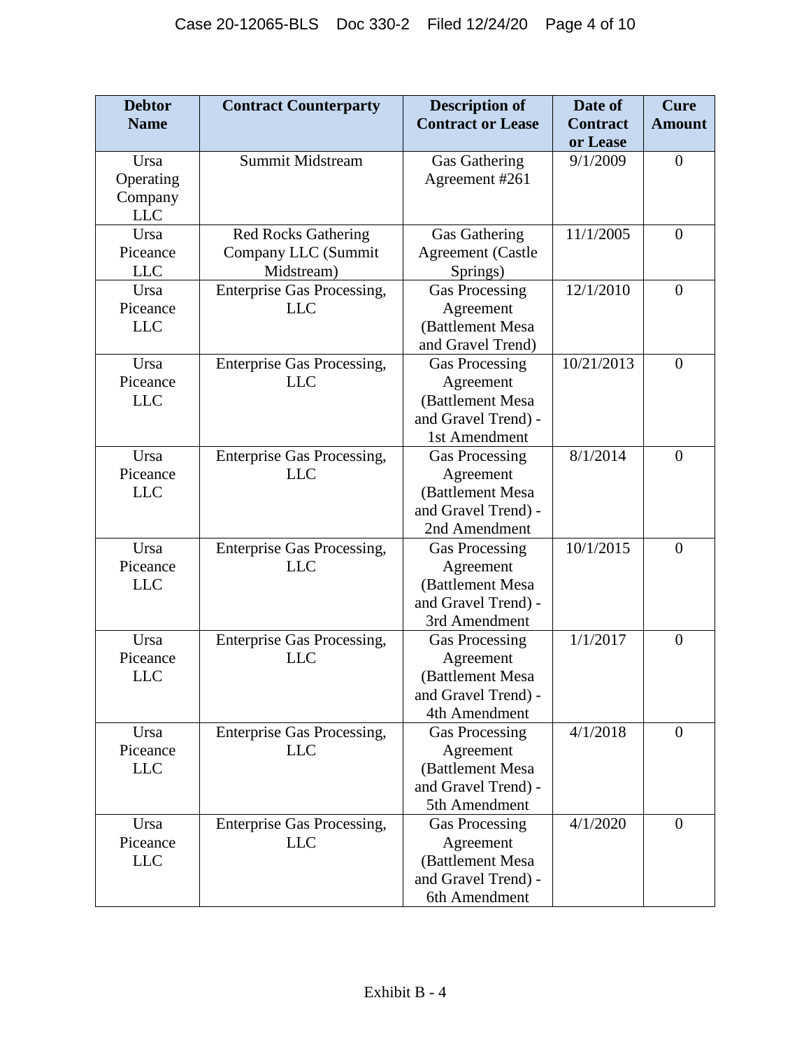| Debtor Name | Contract Counterparty | Description of Contract or Lease | Date of Contract or Lease | Cure Amount |
|---|---|---|---|---|
| Ursa Operating Company LLC | Summit Midstream | Gas Gathering Agreement #261 | 9/1/2009 | 0 |
| Ursa Piceance LLC | Red Rocks Gathering Company LLC (Summit Midstream) | Gas Gathering Agreement (Castle Springs) | 11/1/2005 | 0 |
| Ursa Piceance LLC | Enterprise Gas Processing, LLC | Gas Processing Agreement (Battlement Mesa and Gravel Trend) | 12/1/2010 | 0 |
| Ursa Piceance LLC | Enterprise Gas Processing, LLC | Gas Processing Agreement (Battlement Mesa and Gravel Trend) - 1st Amendment | 10/21/2013 | 0 |
| Ursa Piceance LLC | Enterprise Gas Processing, LLC | Gas Processing Agreement (Battlement Mesa and Gravel Trend) - 2nd Amendment | 8/1/2014 | 0 |
| Ursa Piceance LLC | Enterprise Gas Processing, LLC | Gas Processing Agreement (Battlement Mesa and Gravel Trend) - 3rd Amendment | 10/1/2015 | 0 |
| Ursa Piceance LLC | Enterprise Gas Processing, LLC | Gas Processing Agreement (Battlement Mesa and Gravel Trend) - 4th Amendment | 1/1/2017 | 0 |
| Ursa Piceance LLC | Enterprise Gas Processing, LLC | Gas Processing Agreement (Battlement Mesa and Gravel Trend) - 5th Amendment | 4/1/2018 | 0 |
| Ursa Piceance LLC | Enterprise Gas Processing, LLC | Gas Processing Agreement (Battlement Mesa and Gravel Trend) - 6th Amendment | 4/1/2020 | 0 |

Exhibit B - 4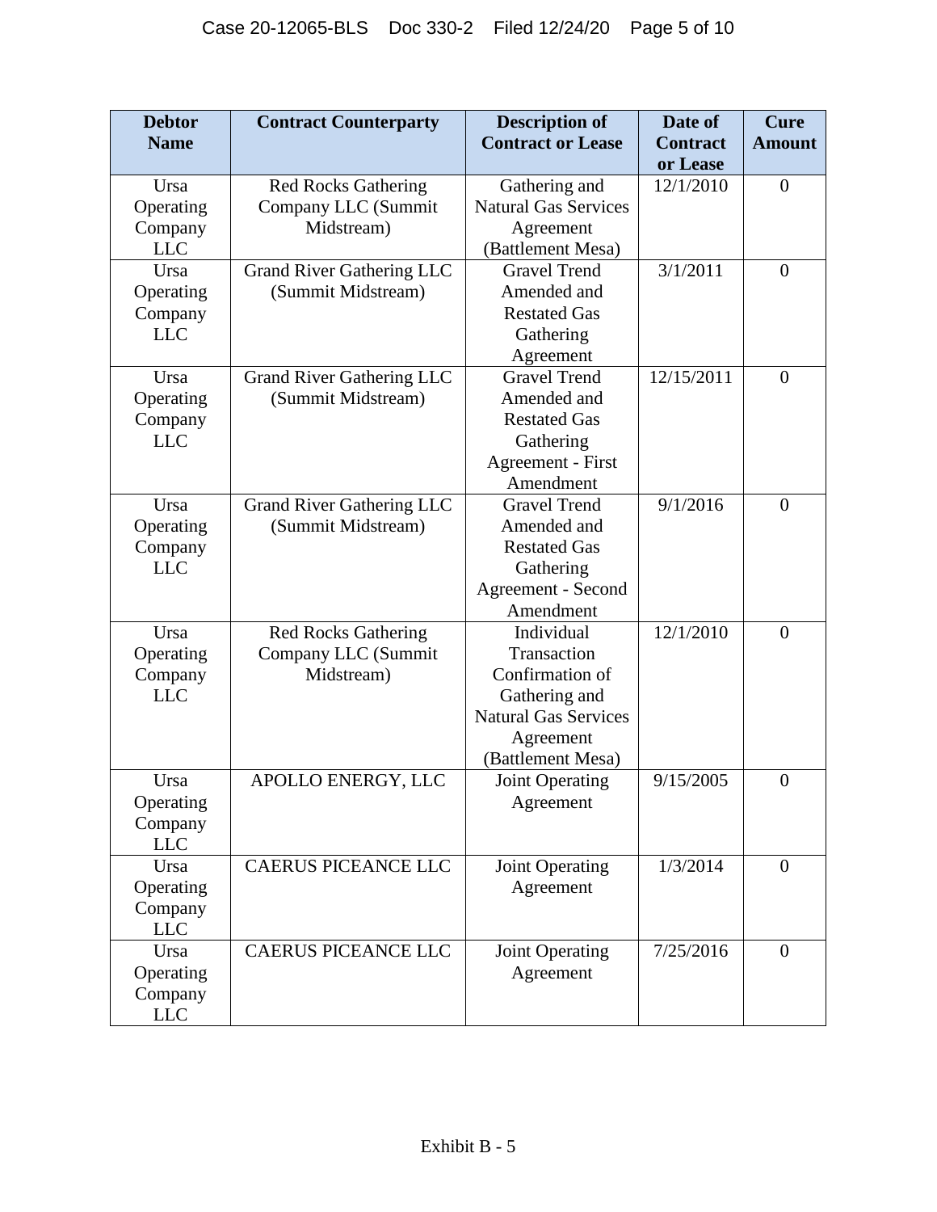| Debtor Name | Contract Counterparty | Description of Contract or Lease | Date of Contract or Lease | Cure Amount |
|---|---|---|---|---|
| Ursa Operating Company LLC | Red Rocks Gathering Company LLC (Summit Midstream) | Gathering and Natural Gas Services Agreement (Battlement Mesa) | 12/1/2010 | 0 |
| Ursa Operating Company LLC | Grand River Gathering LLC (Summit Midstream) | Gravel Trend Amended and Restated Gas Gathering Agreement | 3/1/2011 | 0 |
| Ursa Operating Company LLC | Grand River Gathering LLC (Summit Midstream) | Gravel Trend Amended and Restated Gas Gathering Agreement - First Amendment | 12/15/2011 | 0 |
| Ursa Operating Company LLC | Grand River Gathering LLC (Summit Midstream) | Gravel Trend Amended and Restated Gas Gathering Agreement - Second Amendment | 9/1/2016 | 0 |
| Ursa Operating Company LLC | Red Rocks Gathering Company LLC (Summit Midstream) | Individual Transaction Confirmation of Gathering and Natural Gas Services Agreement (Battlement Mesa) | 12/1/2010 | 0 |
| Ursa Operating Company LLC | APOLLO ENERGY, LLC | Joint Operating Agreement | 9/15/2005 | 0 |
| Ursa Operating Company LLC | CAERUS PICEANCE LLC | Joint Operating Agreement | 1/3/2014 | 0 |
| Ursa Operating Company LLC | CAERUS PICEANCE LLC | Joint Operating Agreement | 7/25/2016 | 0 |

Exhibit B - 5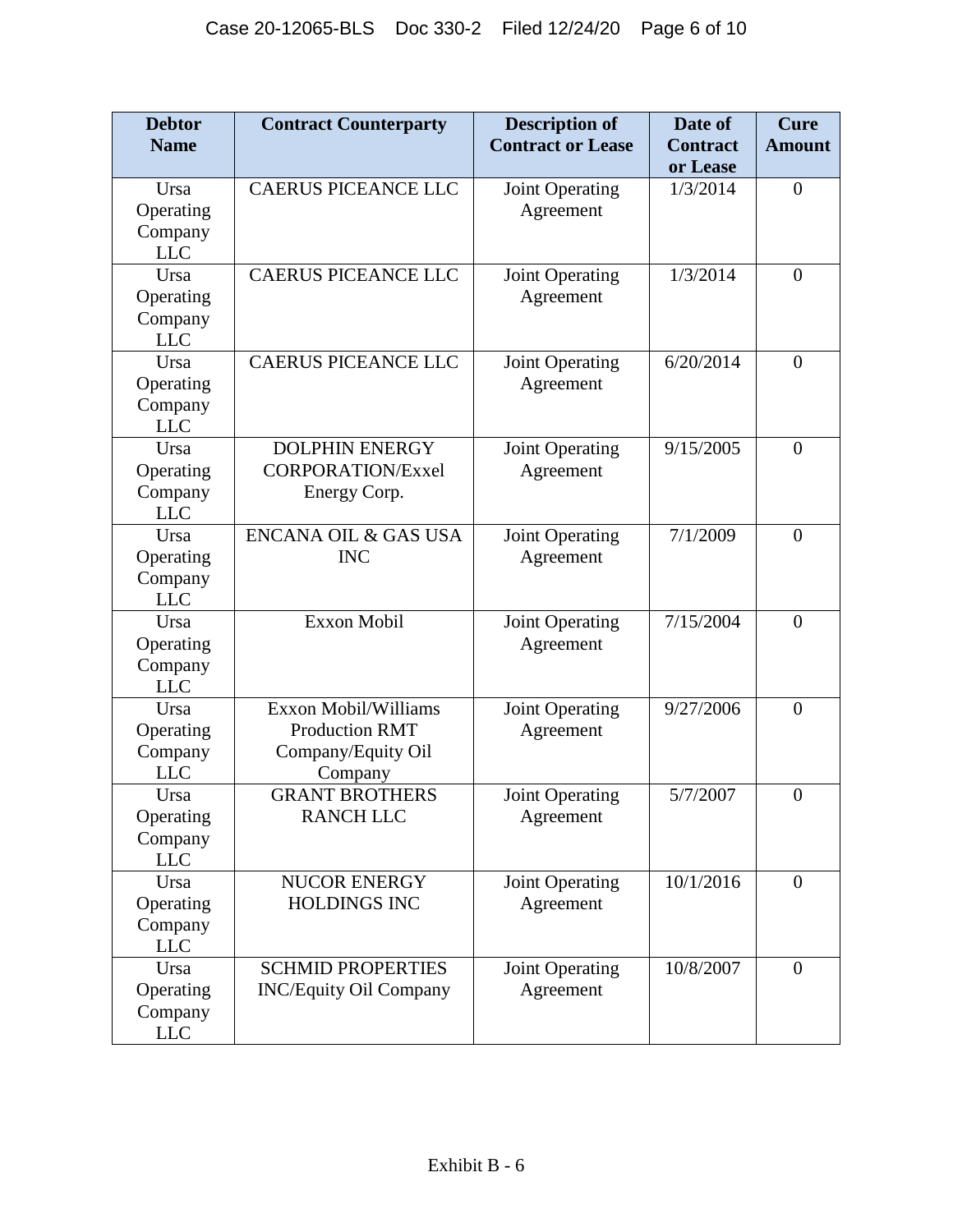| Debtor Name | Contract Counterparty | Description of Contract or Lease | Date of Contract or Lease | Cure Amount |
|---|---|---|---|---|
| Ursa Operating Company LLC | CAERUS PICEANCE LLC | Joint Operating Agreement | 1/3/2014 | 0 |
| Ursa Operating Company LLC | CAERUS PICEANCE LLC | Joint Operating Agreement | 1/3/2014 | 0 |
| Ursa Operating Company LLC | CAERUS PICEANCE LLC | Joint Operating Agreement | 6/20/2014 | 0 |
| Ursa Operating Company LLC | DOLPHIN ENERGY CORPORATION/Exxel Energy Corp. | Joint Operating Agreement | 9/15/2005 | 0 |
| Ursa Operating Company LLC | ENCANA OIL & GAS USA INC | Joint Operating Agreement | 7/1/2009 | 0 |
| Ursa Operating Company LLC | Exxon Mobil | Joint Operating Agreement | 7/15/2004 | 0 |
| Ursa Operating Company LLC | Exxon Mobil/Williams Production RMT Company/Equity Oil Company | Joint Operating Agreement | 9/27/2006 | 0 |
| Ursa Operating Company LLC | GRANT BROTHERS RANCH LLC | Joint Operating Agreement | 5/7/2007 | 0 |
| Ursa Operating Company LLC | NUCOR ENERGY HOLDINGS INC | Joint Operating Agreement | 10/1/2016 | 0 |
| Ursa Operating Company LLC | SCHMID PROPERTIES INC/Equity Oil Company | Joint Operating Agreement | 10/8/2007 | 0 |

Exhibit B - 6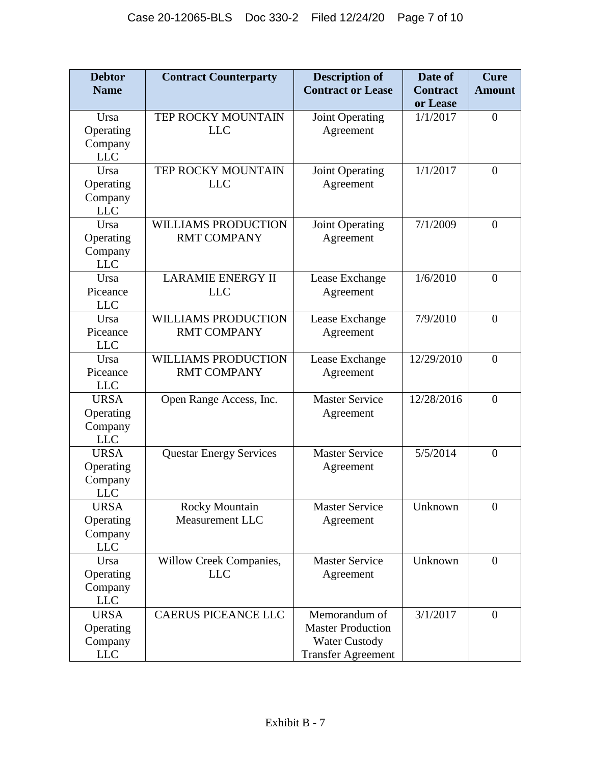| Debtor Name | Contract Counterparty | Description of Contract or Lease | Date of Contract or Lease | Cure Amount |
|---|---|---|---|---|
| Ursa Operating Company LLC | TEP ROCKY MOUNTAIN LLC | Joint Operating Agreement | 1/1/2017 | 0 |
| Ursa Operating Company LLC | TEP ROCKY MOUNTAIN LLC | Joint Operating Agreement | 1/1/2017 | 0 |
| Ursa Operating Company LLC | WILLIAMS PRODUCTION RMT COMPANY | Joint Operating Agreement | 7/1/2009 | 0 |
| Ursa Piceance LLC | LARAMIE ENERGY II LLC | Lease Exchange Agreement | 1/6/2010 | 0 |
| Ursa Piceance LLC | WILLIAMS PRODUCTION RMT COMPANY | Lease Exchange Agreement | 7/9/2010 | 0 |
| Ursa Piceance LLC | WILLIAMS PRODUCTION RMT COMPANY | Lease Exchange Agreement | 12/29/2010 | 0 |
| URSA Operating Company LLC | Open Range Access, Inc. | Master Service Agreement | 12/28/2016 | 0 |
| URSA Operating Company LLC | Questar Energy Services | Master Service Agreement | 5/5/2014 | 0 |
| URSA Operating Company LLC | Rocky Mountain Measurement LLC | Master Service Agreement | Unknown | 0 |
| Ursa Operating Company LLC | Willow Creek Companies, LLC | Master Service Agreement | Unknown | 0 |
| URSA Operating Company LLC | CAERUS PICEANCE LLC | Memorandum of Master Production Water Custody Transfer Agreement | 3/1/2017 | 0 |

Exhibit B - 7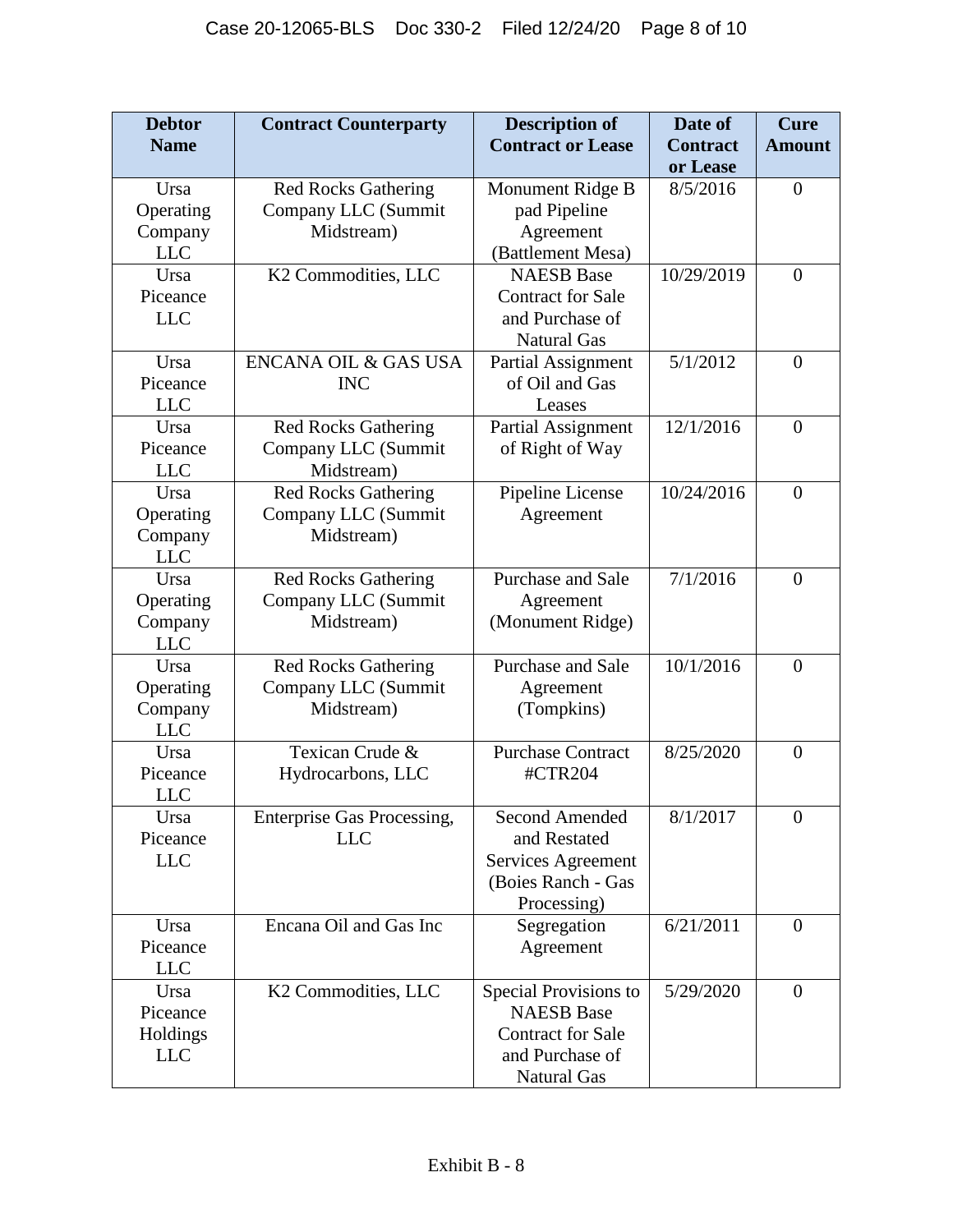| Debtor Name | Contract Counterparty | Description of Contract or Lease | Date of Contract or Lease | Cure Amount |
|---|---|---|---|---|
| Ursa Operating Company LLC | Red Rocks Gathering Company LLC (Summit Midstream) | Monument Ridge B pad Pipeline Agreement (Battlement Mesa) | 8/5/2016 | 0 |
| Ursa Piceance LLC | K2 Commodities, LLC | NAESB Base Contract for Sale and Purchase of Natural Gas | 10/29/2019 | 0 |
| Ursa Piceance LLC | ENCANA OIL & GAS USA INC | Partial Assignment of Oil and Gas Leases | 5/1/2012 | 0 |
| Ursa Piceance LLC | Red Rocks Gathering Company LLC (Summit Midstream) | Partial Assignment of Right of Way | 12/1/2016 | 0 |
| Ursa Operating Company LLC | Red Rocks Gathering Company LLC (Summit Midstream) | Pipeline License Agreement | 10/24/2016 | 0 |
| Ursa Operating Company LLC | Red Rocks Gathering Company LLC (Summit Midstream) | Purchase and Sale Agreement (Monument Ridge) | 7/1/2016 | 0 |
| Ursa Operating Company LLC | Red Rocks Gathering Company LLC (Summit Midstream) | Purchase and Sale Agreement (Tompkins) | 10/1/2016 | 0 |
| Ursa Piceance LLC | Texican Crude & Hydrocarbons, LLC | Purchase Contract #CTR204 | 8/25/2020 | 0 |
| Ursa Piceance LLC | Enterprise Gas Processing, LLC | Second Amended and Restated Services Agreement (Boies Ranch - Gas Processing) | 8/1/2017 | 0 |
| Ursa Piceance LLC | Encana Oil and Gas Inc | Segregation Agreement | 6/21/2011 | 0 |
| Ursa Piceance Holdings LLC | K2 Commodities, LLC | Special Provisions to NAESB Base Contract for Sale and Purchase of Natural Gas | 5/29/2020 | 0 |

Exhibit B - 8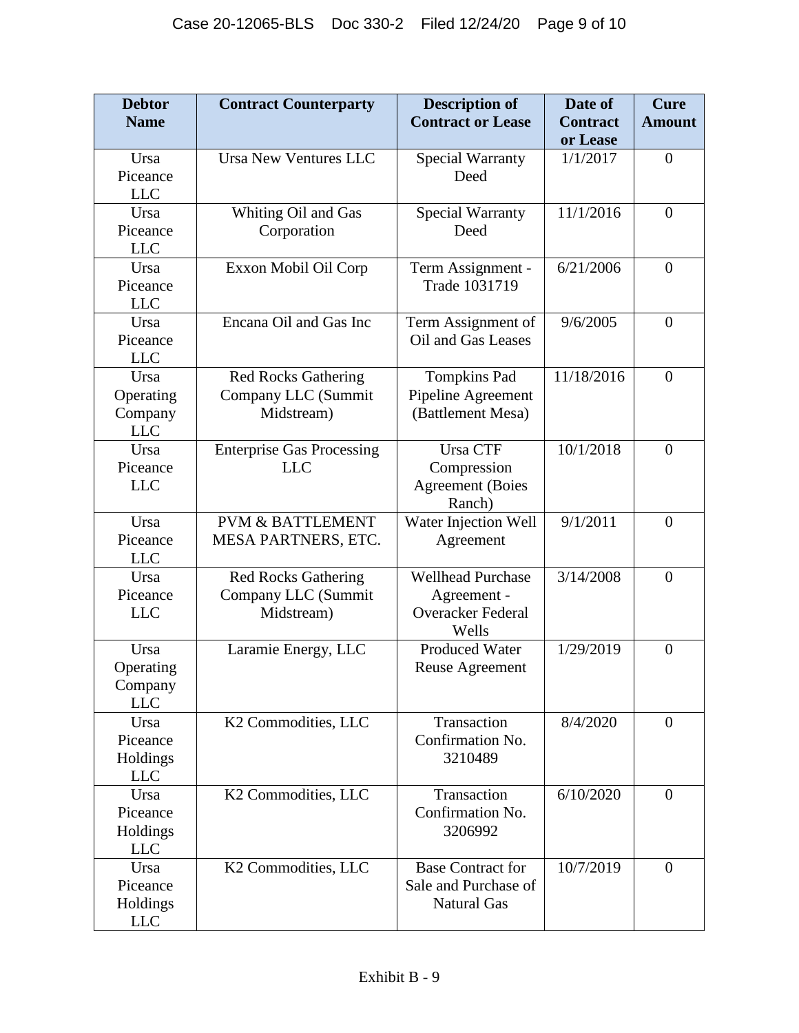| Debtor Name | Contract Counterparty | Description of Contract or Lease | Date of Contract or Lease | Cure Amount |
| --- | --- | --- | --- | --- |
| Ursa Piceance LLC | Ursa New Ventures LLC | Special Warranty Deed | 1/1/2017 | 0 |
| Ursa Piceance LLC | Whiting Oil and Gas Corporation | Special Warranty Deed | 11/1/2016 | 0 |
| Ursa Piceance LLC | Exxon Mobil Oil Corp | Term Assignment - Trade 1031719 | 6/21/2006 | 0 |
| Ursa Piceance LLC | Encana Oil and Gas Inc | Term Assignment of Oil and Gas Leases | 9/6/2005 | 0 |
| Ursa Operating Company LLC | Red Rocks Gathering Company LLC (Summit Midstream) | Tompkins Pad Pipeline Agreement (Battlement Mesa) | 11/18/2016 | 0 |
| Ursa Piceance LLC | Enterprise Gas Processing LLC | Ursa CTF Compression Agreement (Boies Ranch) | 10/1/2018 | 0 |
| Ursa Piceance LLC | PVM & BATTLEMENT MESA PARTNERS, ETC. | Water Injection Well Agreement | 9/1/2011 | 0 |
| Ursa Piceance LLC | Red Rocks Gathering Company LLC (Summit Midstream) | Wellhead Purchase Agreement - Overacker Federal Wells | 3/14/2008 | 0 |
| Ursa Operating Company LLC | Laramie Energy, LLC | Produced Water Reuse Agreement | 1/29/2019 | 0 |
| Ursa Piceance Holdings LLC | K2 Commodities, LLC | Transaction Confirmation No. 3210489 | 8/4/2020 | 0 |
| Ursa Piceance Holdings LLC | K2 Commodities, LLC | Transaction Confirmation No. 3206992 | 6/10/2020 | 0 |
| Ursa Piceance Holdings LLC | K2 Commodities, LLC | Base Contract for Sale and Purchase of Natural Gas | 10/7/2019 | 0 |

Exhibit B - 9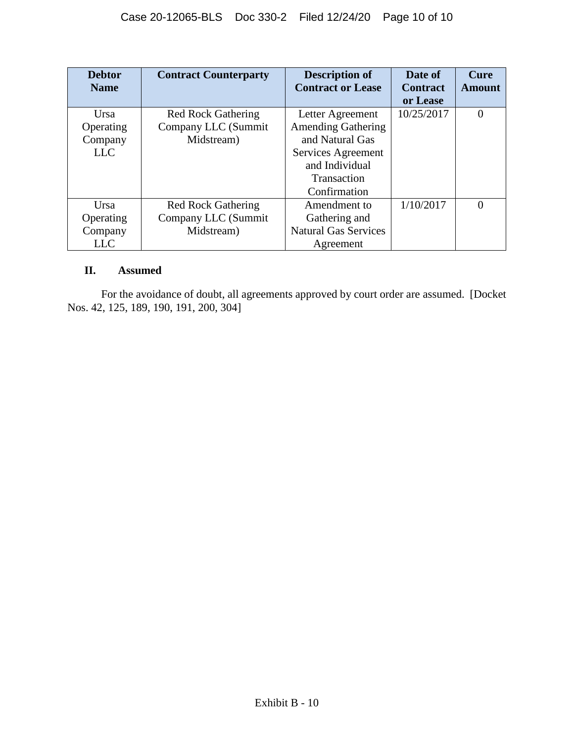| Debtor Name | Contract Counterparty | Description of Contract or Lease | Date of Contract or Lease | Cure Amount |
|---|---|---|---|---|
| Ursa Operating Company LLC | Red Rock Gathering Company LLC (Summit Midstream) | Letter Agreement Amending Gathering and Natural Gas Services Agreement and Individual Transaction Confirmation | 10/25/2017 | 0 |
| Ursa Operating Company LLC | Red Rock Gathering Company LLC (Summit Midstream) | Amendment to Gathering and Natural Gas Services Agreement | 1/10/2017 | 0 |

## II. Assumed

For the avoidance of doubt, all agreements approved by court order are assumed. [Docket Nos. 42, 125, 189, 190, 191, 200, 304]

Exhibit B - 10